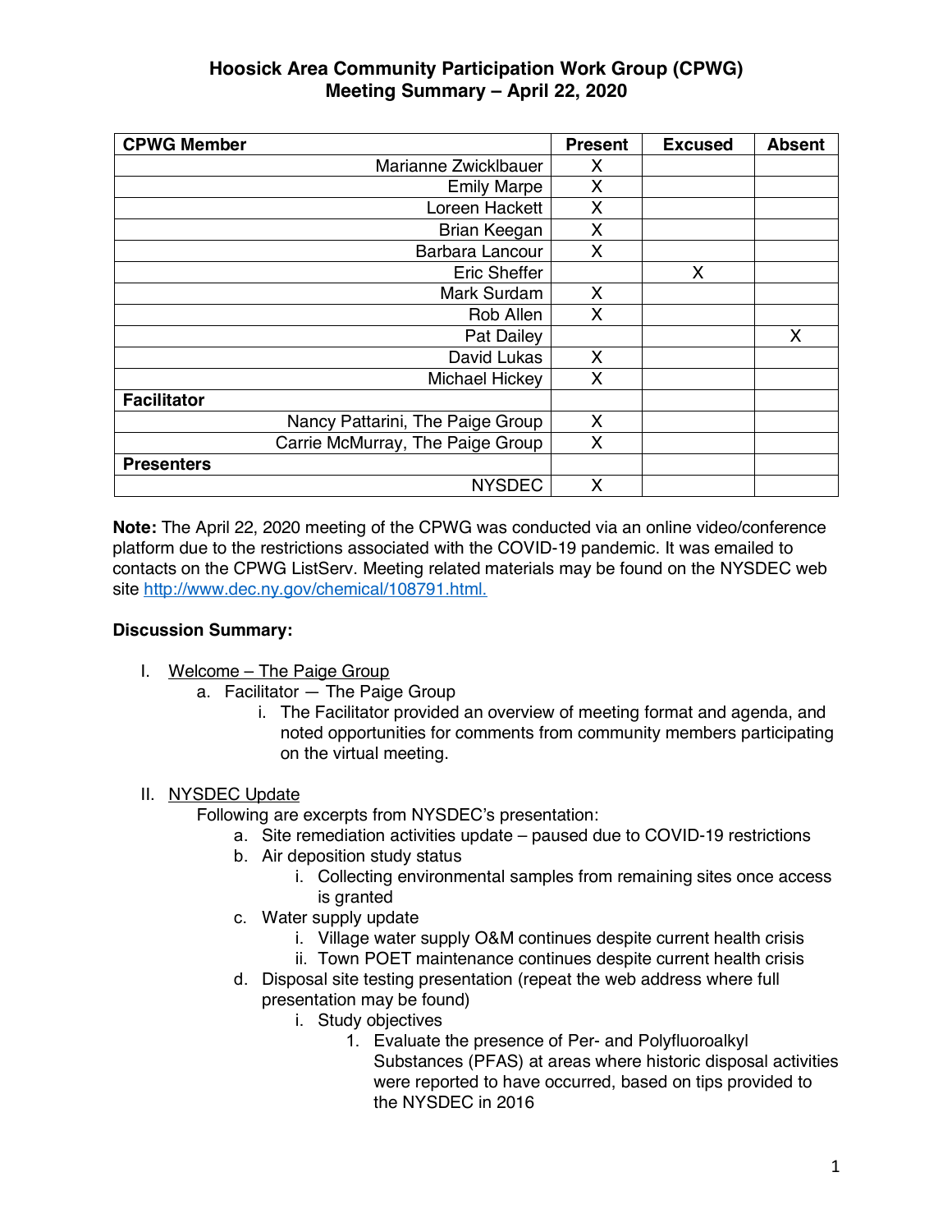# Hoosick Area Community Participation Work Group (CPWG)
# Meeting Summary – April 22, 2020

| CPWG Member | Present | Excused | Absent |
|---|---|---|---|
| Marianne Zwicklbauer | X | | |
| Emily Marpe | X | | |
| Loreen Hackett | X | | |
| Brian Keegan | X | | |
| Barbara Lancour | X | | |
| Eric Sheffer | | X | |
| Mark Surdam | X | | |
| Rob Allen | X | | |
| Pat Dailey | | | X |
| David Lukas | X | | |
| Michael Hickey | X | | |
| **Facilitator** | | | |
| Nancy Pattarini, The Paige Group | X | | |
| Carrie McMurray, The Paige Group | X | | |
| **Presenters** | | | |
| NYSDEC | X | | |

**Note:** The April 22, 2020 meeting of the CPWG was conducted via an online video/conference platform due to the restrictions associated with the COVID-19 pandemic. It was emailed to contacts on the CPWG ListServ. Meeting related materials may be found on the NYSDEC web site http://www.dec.ny.gov/chemical/108791.html.

**Discussion Summary:**

I. Welcome – The Paige Group
   a. Facilitator — The Paige Group
      i. The Facilitator provided an overview of meeting format and agenda, and noted opportunities for comments from community members participating on the virtual meeting.

II. NYSDEC Update
   Following are excerpts from NYSDEC's presentation:
   a. Site remediation activities update – paused due to COVID-19 restrictions
   b. Air deposition study status
      i. Collecting environmental samples from remaining sites once access is granted
   c. Water supply update
      i. Village water supply O&M continues despite current health crisis
      ii. Town POET maintenance continues despite current health crisis
   d. Disposal site testing presentation (repeat the web address where full presentation may be found)
      i. Study objectives
         1. Evaluate the presence of Per- and Polyfluoroalkyl Substances (PFAS) at areas where historic disposal activities were reported to have occurred, based on tips provided to the NYSDEC in 2016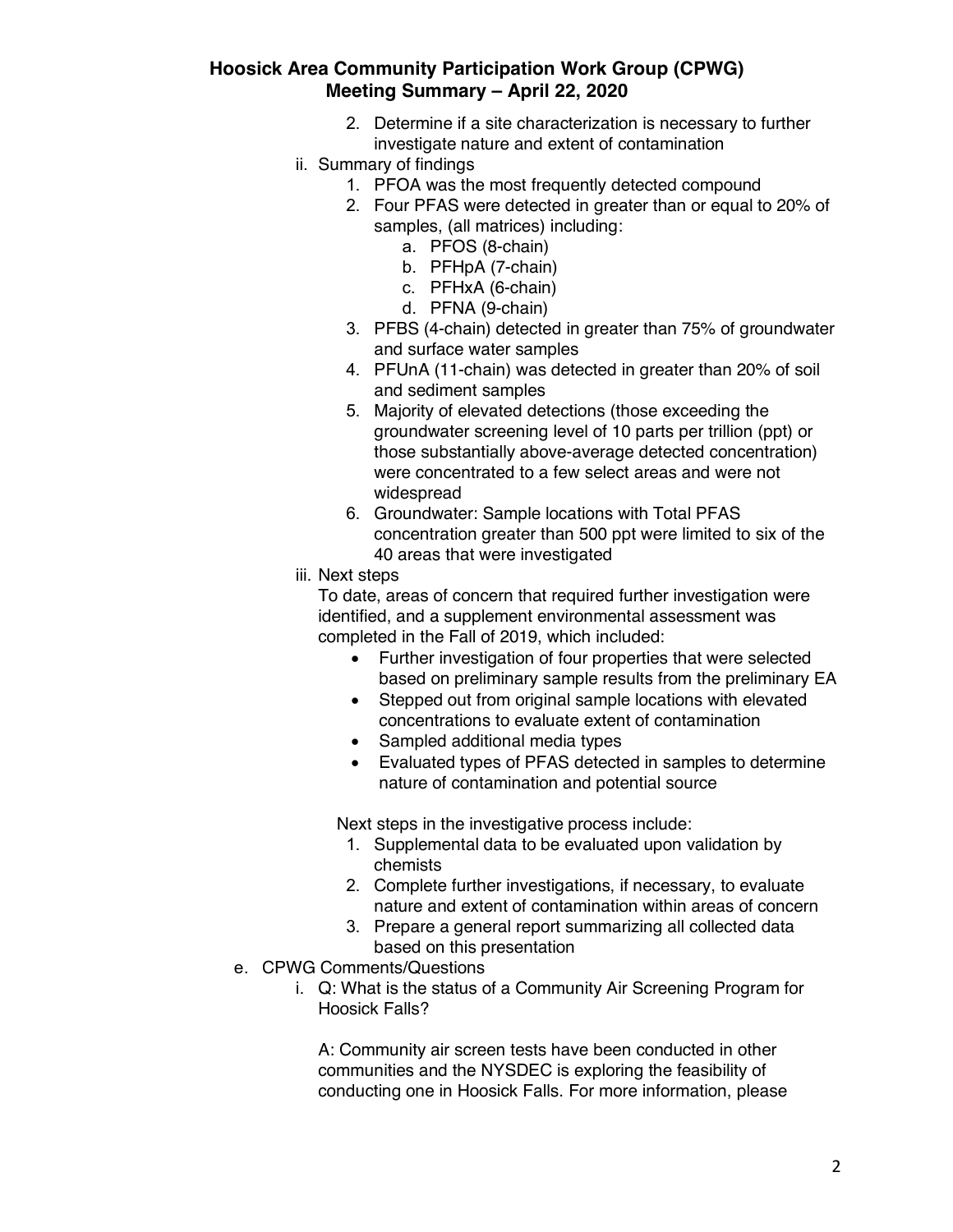2. Determine if a site characterization is necessary to further investigate nature and extent of contamination

ii. Summary of findings

1. PFOA was the most frequently detected compound
2. Four PFAS were detected in greater than or equal to 20% of samples, (all matrices) including:
   a. PFOS (8-chain)
   b. PFHpA (7-chain)
   c. PFHxA (6-chain)
   d. PFNA (9-chain)
3. PFBS (4-chain) detected in greater than 75% of groundwater and surface water samples
4. PFUnA (11-chain) was detected in greater than 20% of soil and sediment samples
5. Majority of elevated detections (those exceeding the groundwater screening level of 10 parts per trillion (ppt) or those substantially above-average detected concentration) were concentrated to a few select areas and were not widespread
6. Groundwater: Sample locations with Total PFAS concentration greater than 500 ppt were limited to six of the 40 areas that were investigated

iii. Next steps

To date, areas of concern that required further investigation were identified, and a supplement environmental assessment was completed in the Fall of 2019, which included:

- Further investigation of four properties that were selected based on preliminary sample results from the preliminary EA
- Stepped out from original sample locations with elevated concentrations to evaluate extent of contamination
- Sampled additional media types
- Evaluated types of PFAS detected in samples to determine nature of contamination and potential source

Next steps in the investigative process include:

1. Supplemental data to be evaluated upon validation by chemists
2. Complete further investigations, if necessary, to evaluate nature and extent of contamination within areas of concern
3. Prepare a general report summarizing all collected data based on this presentation

e. CPWG Comments/Questions

i. Q: What is the status of a Community Air Screening Program for Hoosick Falls?

A: Community air screen tests have been conducted in other communities and the NYSDEC is exploring the feasibility of conducting one in Hoosick Falls. For more information, please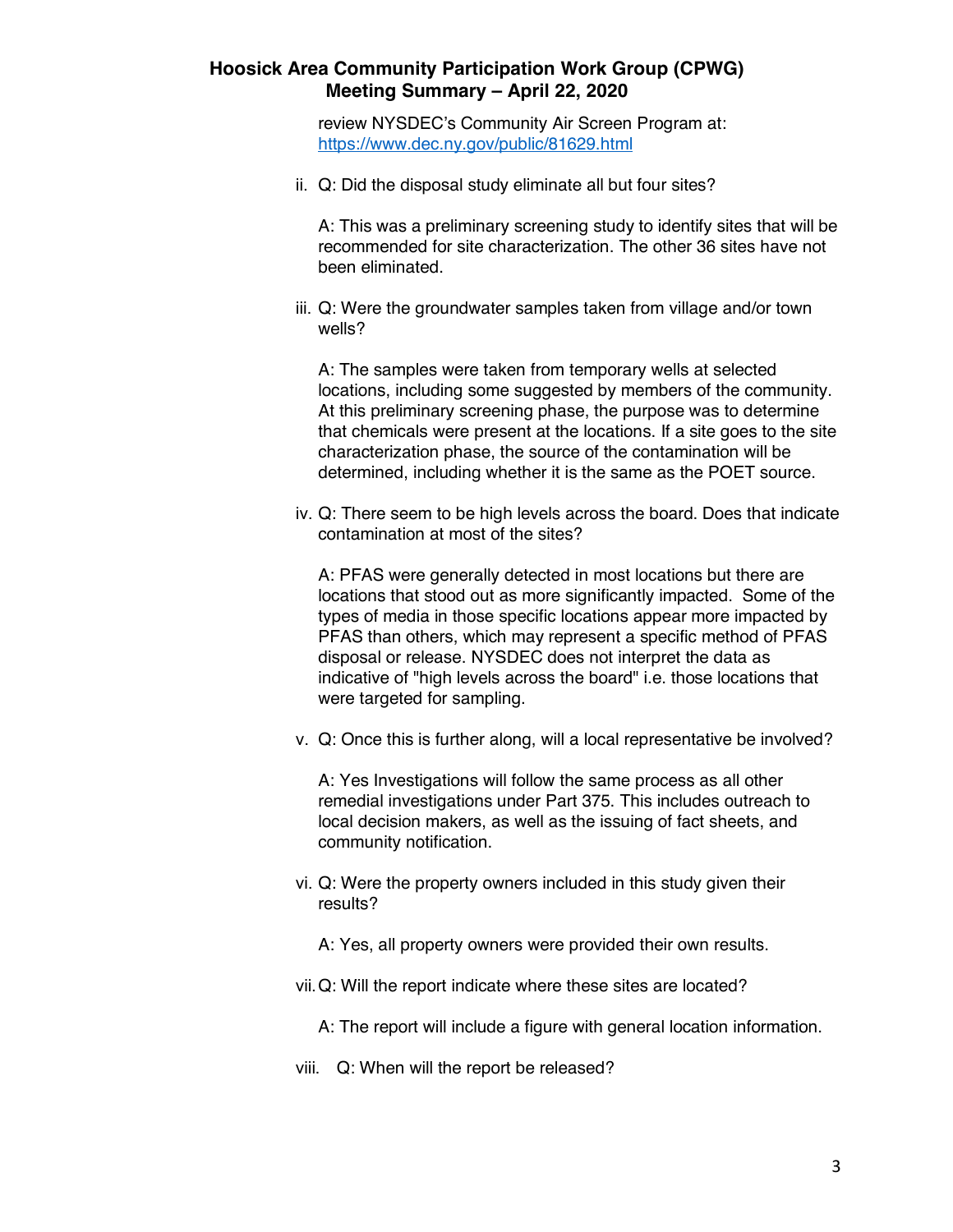review NYSDEC's Community Air Screen Program at: [https://www.dec.ny.gov/public/81629.html](https://www.dec.ny.gov/public/81629.html)

ii. Q: Did the disposal study eliminate all but four sites?

    A: This was a preliminary screening study to identify sites that will be recommended for site characterization. The other 36 sites have not been eliminated.

iii. Q: Were the groundwater samples taken from village and/or town wells?

    A: The samples were taken from temporary wells at selected locations, including some suggested by members of the community. At this preliminary screening phase, the purpose was to determine that chemicals were present at the locations. If a site goes to the site characterization phase, the source of the contamination will be determined, including whether it is the same as the POET source.

iv. Q: There seem to be high levels across the board. Does that indicate contamination at most of the sites?

    A: PFAS were generally detected in most locations but there are locations that stood out as more significantly impacted. Some of the types of media in those specific locations appear more impacted by PFAS than others, which may represent a specific method of PFAS disposal or release. NYSDEC does not interpret the data as indicative of "high levels across the board" i.e. those locations that were targeted for sampling.

v. Q: Once this is further along, will a local representative be involved?

    A: Yes Investigations will follow the same process as all other remedial investigations under Part 375. This includes outreach to local decision makers, as well as the issuing of fact sheets, and community notification.

vi. Q: Were the property owners included in this study given their results?

    A: Yes, all property owners were provided their own results.

vii. Q: Will the report indicate where these sites are located?

    A: The report will include a figure with general location information.

viii. Q: When will the report be released?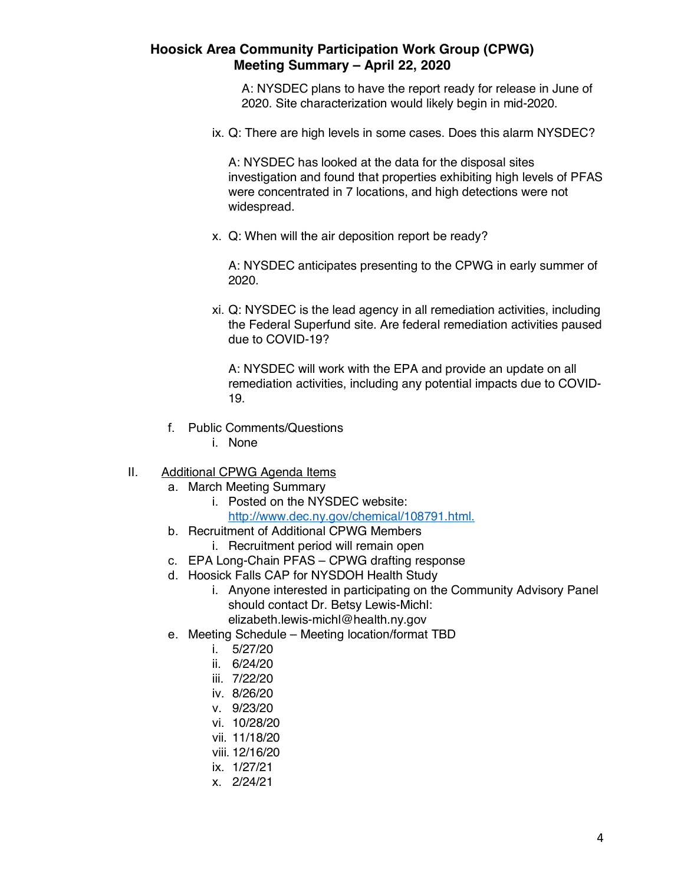A: NYSDEC plans to have the report ready for release in June of 2020. Site characterization would likely begin in mid-2020.

ix. Q: There are high levels in some cases. Does this alarm NYSDEC?

A: NYSDEC has looked at the data for the disposal sites investigation and found that properties exhibiting high levels of PFAS were concentrated in 7 locations, and high detections were not widespread.

x. Q: When will the air deposition report be ready?

A: NYSDEC anticipates presenting to the CPWG in early summer of 2020.

xi. Q: NYSDEC is the lead agency in all remediation activities, including the Federal Superfund site. Are federal remediation activities paused due to COVID-19?

A: NYSDEC will work with the EPA and provide an update on all remediation activities, including any potential impacts due to COVID-19.

f. Public Comments/Questions
   i. None

II. Additional CPWG Agenda Items
   a. March Meeting Summary
      i. Posted on the NYSDEC website: http://www.dec.ny.gov/chemical/108791.html.
   b. Recruitment of Additional CPWG Members
      i. Recruitment period will remain open
   c. EPA Long-Chain PFAS – CPWG drafting response
   d. Hoosick Falls CAP for NYSDOH Health Study
      i. Anyone interested in participating on the Community Advisory Panel should contact Dr. Betsy Lewis-Michl: elizabeth.lewis-michl@health.ny.gov
   e. Meeting Schedule – Meeting location/format TBD
      i. 5/27/20
      ii. 6/24/20
      iii. 7/22/20
      iv. 8/26/20
      v. 9/23/20
      vi. 10/28/20
      vii. 11/18/20
      viii. 12/16/20
      ix. 1/27/21
      x. 2/24/21